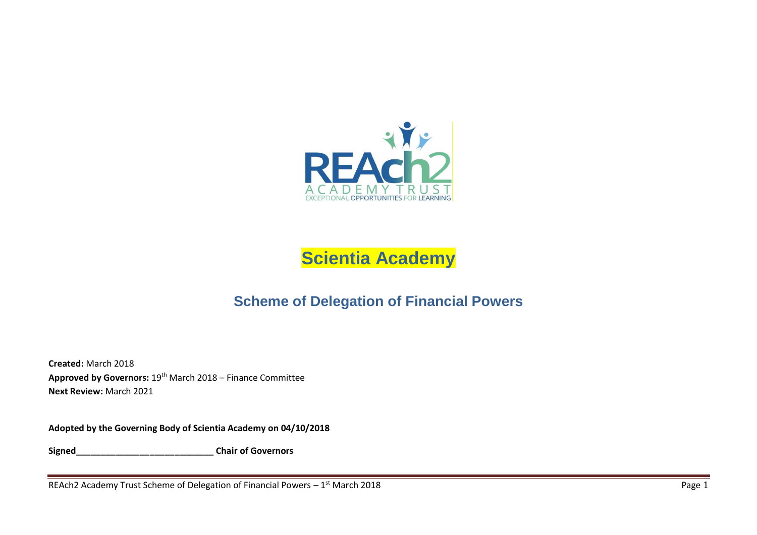# Scientia Academy

## Scheme of Delegation of Financial Powers

**Created:** March 2018
**Approved by Governors:** 19th March 2018 – Finance Committee
**Next Review:** March 2021

**Adopted by the Governing Body of Scientia Academy on 04/10/2018**

**Signed____________________________ Chair of Governors**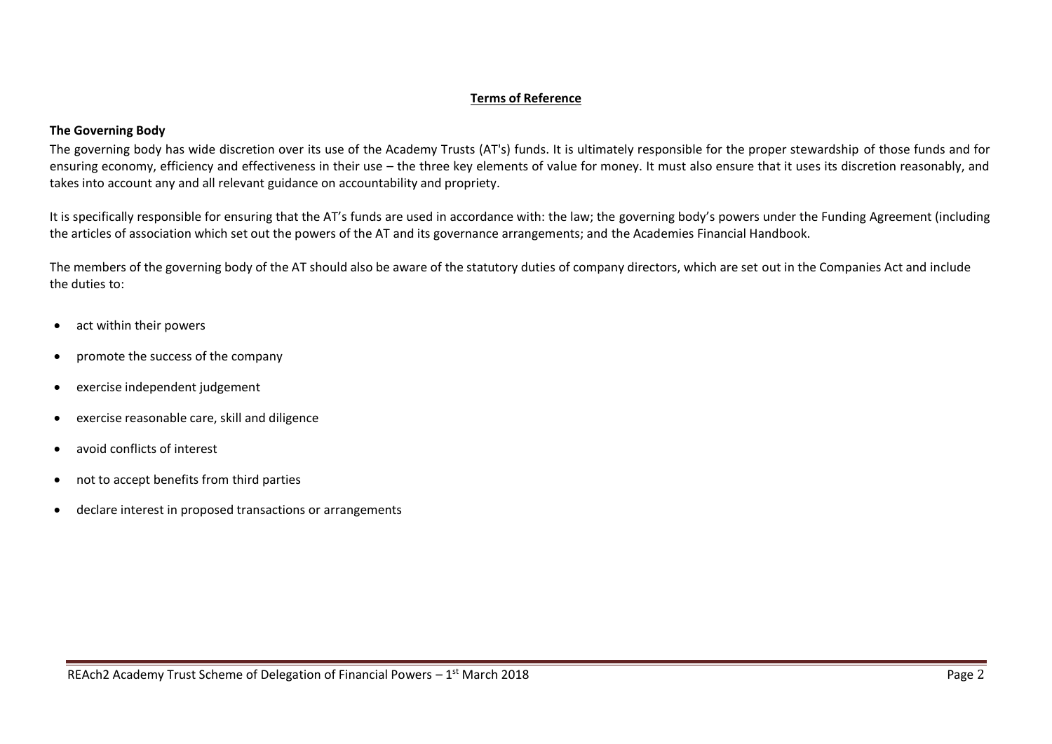## Terms of Reference

### The Governing Body

The governing body has wide discretion over its use of the Academy Trusts (AT's) funds. It is ultimately responsible for the proper stewardship of those funds and for ensuring economy, efficiency and effectiveness in their use – the three key elements of value for money. It must also ensure that it uses its discretion reasonably, and takes into account any and all relevant guidance on accountability and propriety.

It is specifically responsible for ensuring that the AT's funds are used in accordance with: the law; the governing body's powers under the Funding Agreement (including the articles of association which set out the powers of the AT and its governance arrangements; and the Academies Financial Handbook.

The members of the governing body of the AT should also be aware of the statutory duties of company directors, which are set out in the Companies Act and include the duties to:

- act within their powers
- promote the success of the company
- exercise independent judgement
- exercise reasonable care, skill and diligence
- avoid conflicts of interest
- not to accept benefits from third parties
- declare interest in proposed transactions or arrangements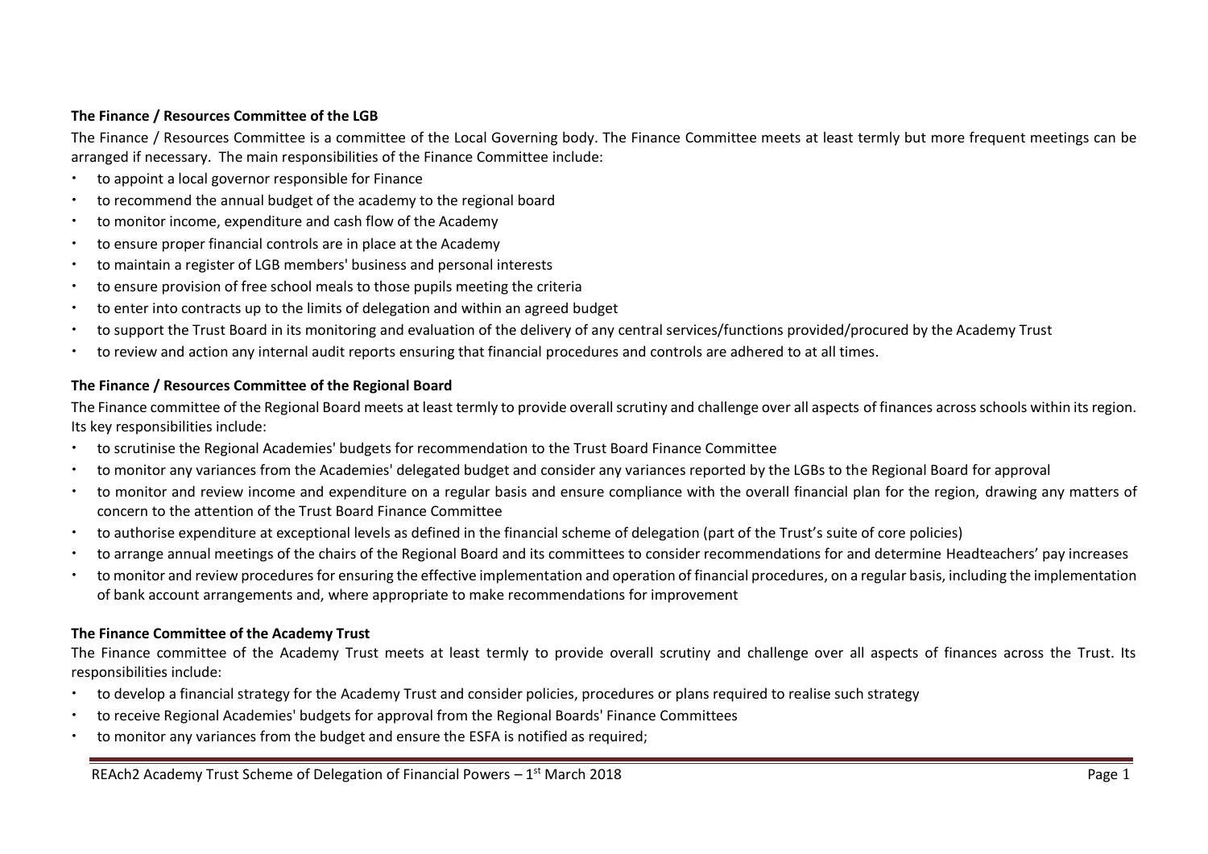### The Finance / Resources Committee of the LGB

The Finance / Resources Committee is a committee of the Local Governing body. The Finance Committee meets at least termly but more frequent meetings can be arranged if necessary. The main responsibilities of the Finance Committee include:

- to appoint a local governor responsible for Finance
- to recommend the annual budget of the academy to the regional board
- to monitor income, expenditure and cash flow of the Academy
- to ensure proper financial controls are in place at the Academy
- to maintain a register of LGB members' business and personal interests
- to ensure provision of free school meals to those pupils meeting the criteria
- to enter into contracts up to the limits of delegation and within an agreed budget
- to support the Trust Board in its monitoring and evaluation of the delivery of any central services/functions provided/procured by the Academy Trust
- to review and action any internal audit reports ensuring that financial procedures and controls are adhered to at all times.

### The Finance / Resources Committee of the Regional Board

The Finance committee of the Regional Board meets at least termly to provide overall scrutiny and challenge over all aspects of finances across schools within its region. Its key responsibilities include:

- to scrutinise the Regional Academies' budgets for recommendation to the Trust Board Finance Committee
- to monitor any variances from the Academies' delegated budget and consider any variances reported by the LGBs to the Regional Board for approval
- to monitor and review income and expenditure on a regular basis and ensure compliance with the overall financial plan for the region, drawing any matters of concern to the attention of the Trust Board Finance Committee
- to authorise expenditure at exceptional levels as defined in the financial scheme of delegation (part of the Trust's suite of core policies)
- to arrange annual meetings of the chairs of the Regional Board and its committees to consider recommendations for and determine Headteachers' pay increases
- to monitor and review procedures for ensuring the effective implementation and operation of financial procedures, on a regular basis, including the implementation of bank account arrangements and, where appropriate to make recommendations for improvement

### The Finance Committee of the Academy Trust

The Finance committee of the Academy Trust meets at least termly to provide overall scrutiny and challenge over all aspects of finances across the Trust. Its responsibilities include:

- to develop a financial strategy for the Academy Trust and consider policies, procedures or plans required to realise such strategy
- to receive Regional Academies' budgets for approval from the Regional Boards' Finance Committees
- to monitor any variances from the budget and ensure the ESFA is notified as required;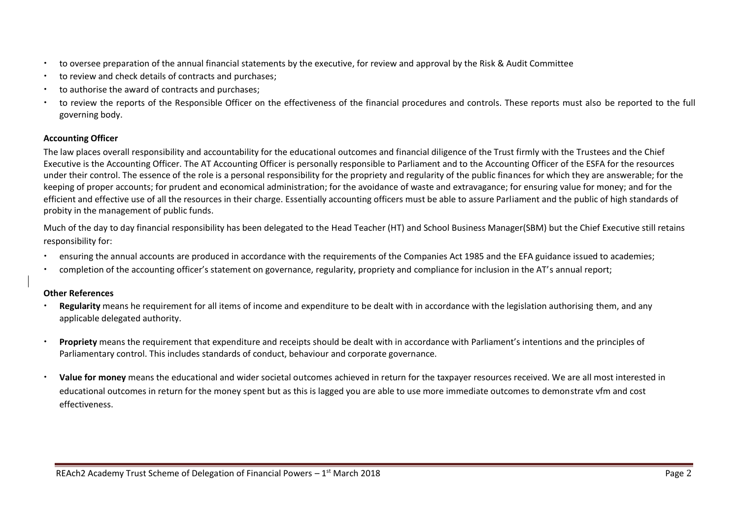- to oversee preparation of the annual financial statements by the executive, for review and approval by the Risk & Audit Committee
- to review and check details of contracts and purchases;
- to authorise the award of contracts and purchases;
- to review the reports of the Responsible Officer on the effectiveness of the financial procedures and controls. These reports must also be reported to the full governing body.

**Accounting Officer**

The law places overall responsibility and accountability for the educational outcomes and financial diligence of the Trust firmly with the Trustees and the Chief Executive is the Accounting Officer. The AT Accounting Officer is personally responsible to Parliament and to the Accounting Officer of the ESFA for the resources under their control. The essence of the role is a personal responsibility for the propriety and regularity of the public finances for which they are answerable; for the keeping of proper accounts; for prudent and economical administration; for the avoidance of waste and extravagance; for ensuring value for money; and for the efficient and effective use of all the resources in their charge. Essentially accounting officers must be able to assure Parliament and the public of high standards of probity in the management of public funds.

Much of the day to day financial responsibility has been delegated to the Head Teacher (HT) and School Business Manager(SBM) but the Chief Executive still retains responsibility for:

- ensuring the annual accounts are produced in accordance with the requirements of the Companies Act 1985 and the EFA guidance issued to academies;
- completion of the accounting officer's statement on governance, regularity, propriety and compliance for inclusion in the AT's annual report;

**Other References**

- **Regularity** means he requirement for all items of income and expenditure to be dealt with in accordance with the legislation authorising them, and any applicable delegated authority.
- **Propriety** means the requirement that expenditure and receipts should be dealt with in accordance with Parliament's intentions and the principles of Parliamentary control. This includes standards of conduct, behaviour and corporate governance.
- **Value for money** means the educational and wider societal outcomes achieved in return for the taxpayer resources received. We are all most interested in educational outcomes in return for the money spent but as this is lagged you are able to use more immediate outcomes to demonstrate vfm and cost effectiveness.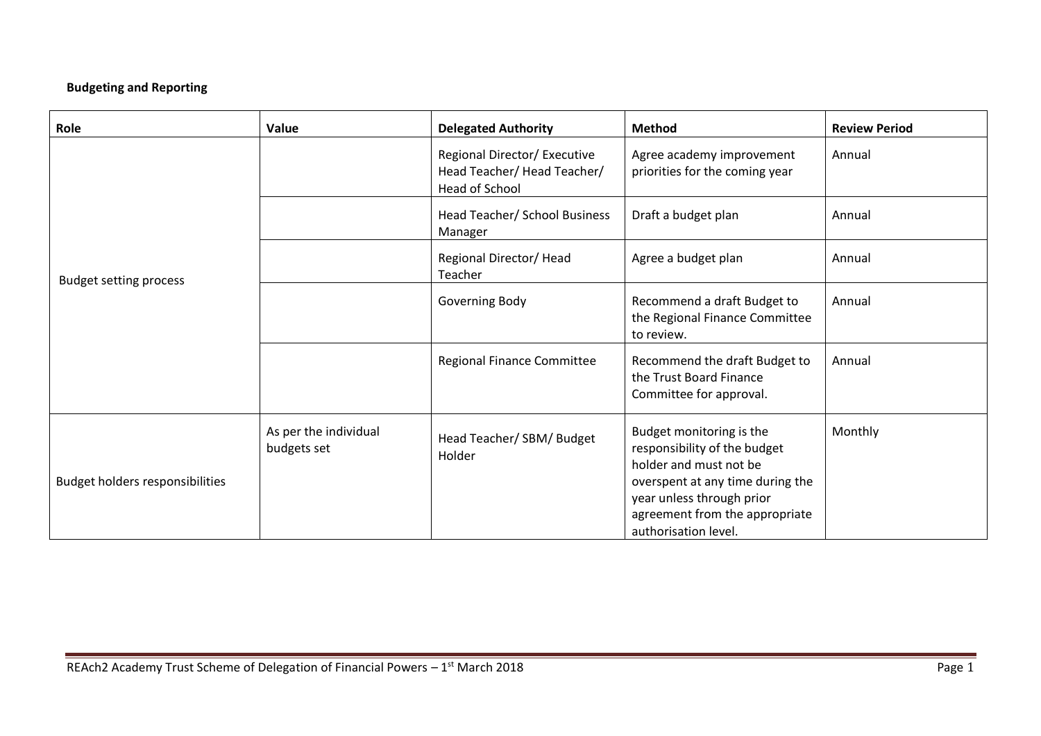**Budgeting and Reporting**

| Role | Value | Delegated Authority | Method | Review Period |
|---|---|---|---|---|
| Budget setting process | | Regional Director/ Executive Head Teacher/ Head Teacher/ Head of School | Agree academy improvement priorities for the coming year | Annual |
| | | Head Teacher/ School Business Manager | Draft a budget plan | Annual |
| | | Regional Director/ Head Teacher | Agree a budget plan | Annual |
| | | Governing Body | Recommend a draft Budget to the Regional Finance Committee to review. | Annual |
| | | Regional Finance Committee | Recommend the draft Budget to the Trust Board Finance Committee for approval. | Annual |
| Budget holders responsibilities | As per the individual budgets set | Head Teacher/ SBM/ Budget Holder | Budget monitoring is the responsibility of the budget holder and must not be overspent at any time during the year unless through prior agreement from the appropriate authorisation level. | Monthly |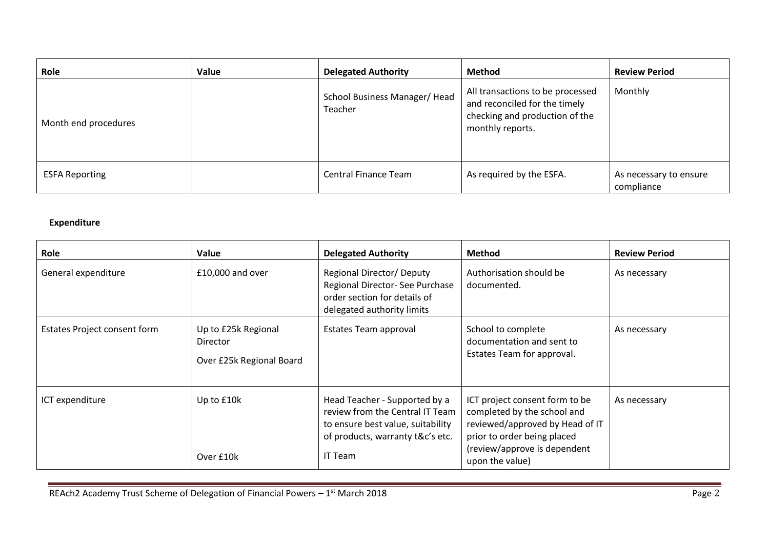| Role | Value | Delegated Authority | Method | Review Period |
| --- | --- | --- | --- | --- |
| Month end procedures | | School Business Manager/ Head Teacher | All transactions to be processed and reconciled for the timely checking and production of the monthly reports. | Monthly |
| ESFA Reporting | | Central Finance Team | As required by the ESFA. | As necessary to ensure compliance |

**Expenditure**

| Role | Value | Delegated Authority | Method | Review Period |
| --- | --- | --- | --- | --- |
| General expenditure | £10,000 and over | Regional Director/ Deputy Regional Director- See Purchase order section for details of delegated authority limits | Authorisation should be documented. | As necessary |
| Estates Project consent form | Up to £25k Regional Director<br><br>Over £25k Regional Board | Estates Team approval | School to complete documentation and sent to Estates Team for approval. | As necessary |
| ICT expenditure | Up to £10k<br><br>Over £10k | Head Teacher - Supported by a review from the Central IT Team to ensure best value, suitability of products, warranty t&c's etc.<br><br>IT Team | ICT project consent form to be completed by the school and reviewed/approved by Head of IT prior to order being placed (review/approve is dependent upon the value) | As necessary |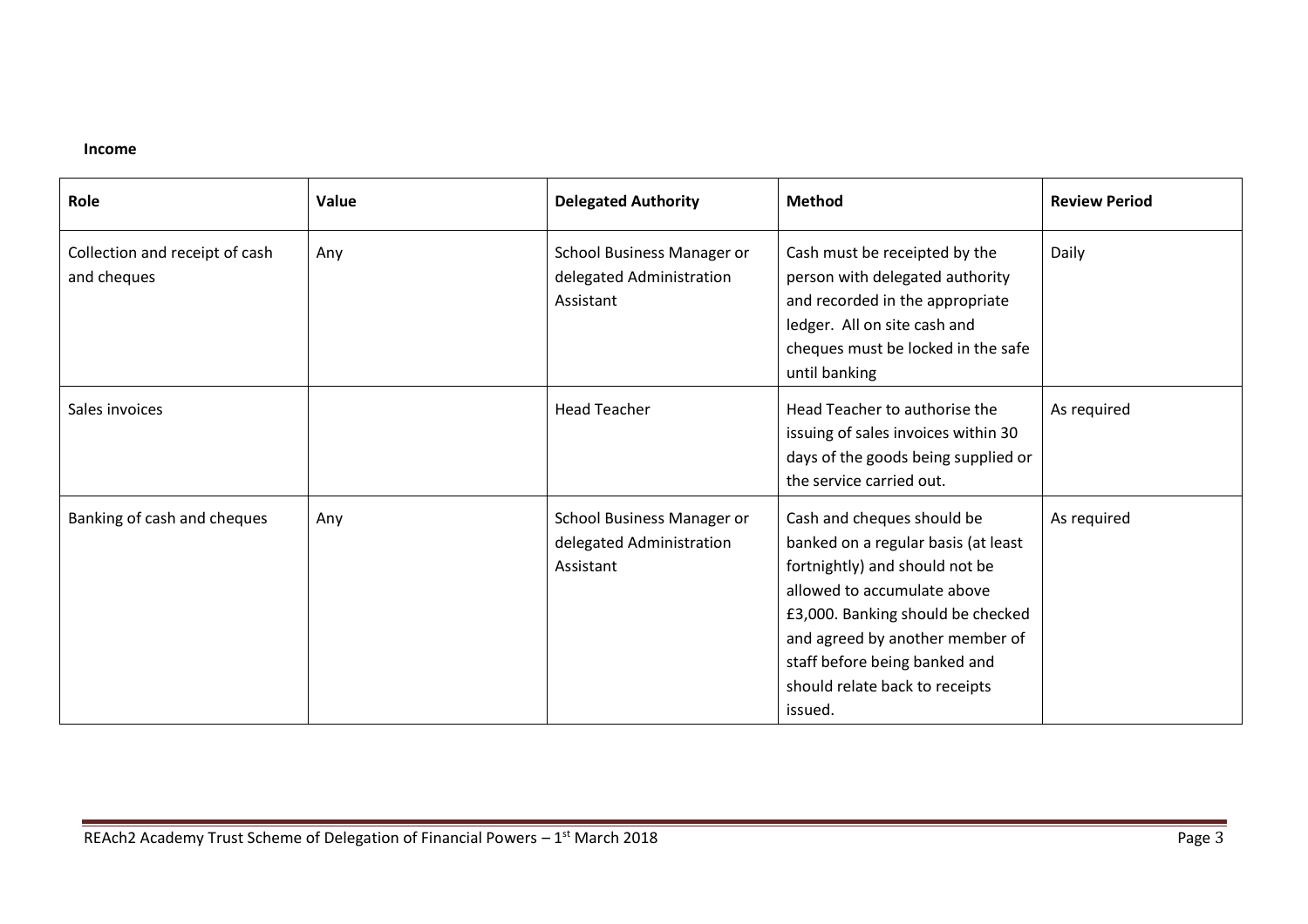**Income**

| Role | Value | Delegated Authority | Method | Review Period |
| --- | --- | --- | --- | --- |
| Collection and receipt of cash and cheques | Any | School Business Manager or delegated Administration Assistant | Cash must be receipted by the person with delegated authority and recorded in the appropriate ledger. All on site cash and cheques must be locked in the safe until banking | Daily |
| Sales invoices | | Head Teacher | Head Teacher to authorise the issuing of sales invoices within 30 days of the goods being supplied or the service carried out. | As required |
| Banking of cash and cheques | Any | School Business Manager or delegated Administration Assistant | Cash and cheques should be banked on a regular basis (at least fortnightly) and should not be allowed to accumulate above £3,000. Banking should be checked and agreed by another member of staff before being banked and should relate back to receipts issued. | As required |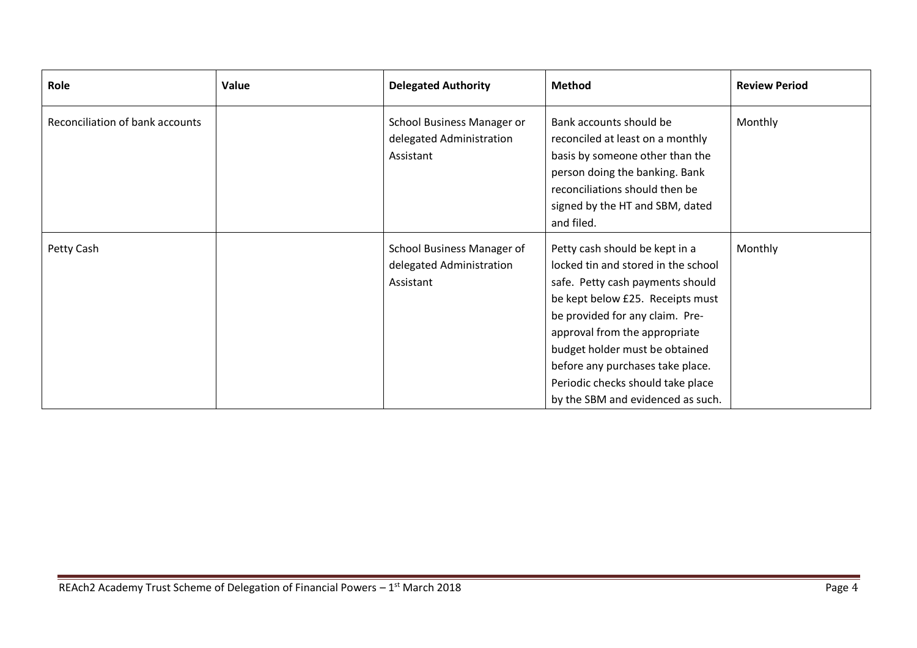| Role | Value | Delegated Authority | Method | Review Period |
|---|---|---|---|---|
| Reconciliation of bank accounts | | School Business Manager or delegated Administration Assistant | Bank accounts should be reconciled at least on a monthly basis by someone other than the person doing the banking. Bank reconciliations should then be signed by the HT and SBM, dated and filed. | Monthly |
| Petty Cash | | School Business Manager of delegated Administration Assistant | Petty cash should be kept in a locked tin and stored in the school safe. Petty cash payments should be kept below £25. Receipts must be provided for any claim. Pre-approval from the appropriate budget holder must be obtained before any purchases take place. Periodic checks should take place by the SBM and evidenced as such. | Monthly |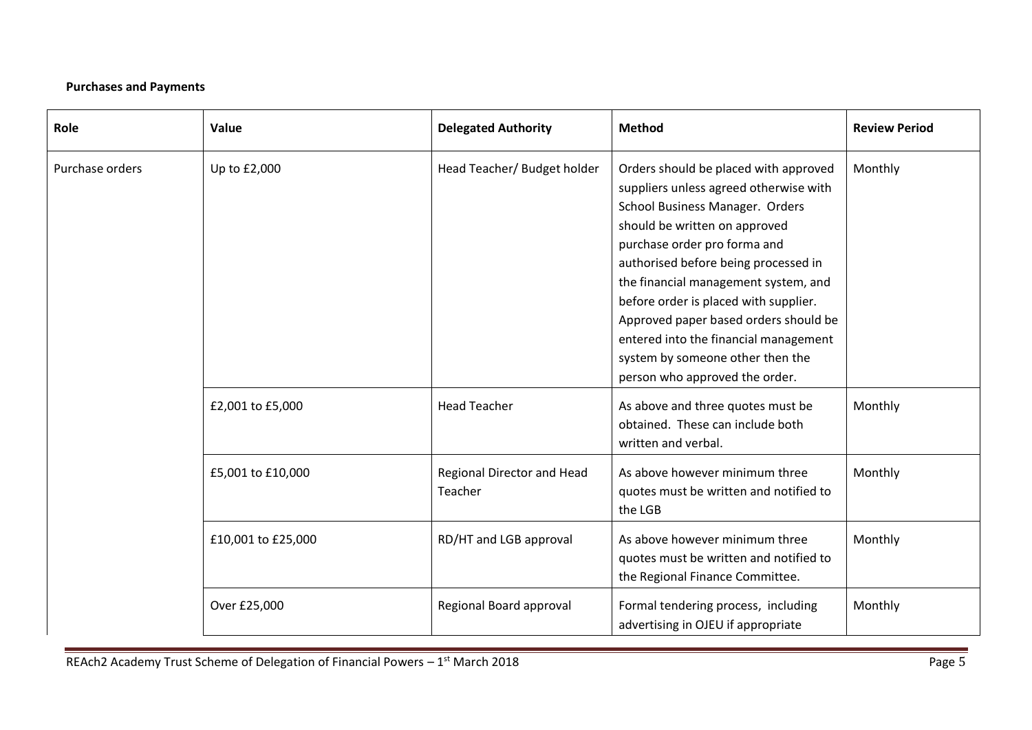**Purchases and Payments**

| Role | Value | Delegated Authority | Method | Review Period |
|---|---|---|---|---|
| Purchase orders | Up to £2,000 | Head Teacher/ Budget holder | Orders should be placed with approved suppliers unless agreed otherwise with School Business Manager. Orders should be written on approved purchase order pro forma and authorised before being processed in the financial management system, and before order is placed with supplier. Approved paper based orders should be entered into the financial management system by someone other then the person who approved the order. | Monthly |
| | £2,001 to £5,000 | Head Teacher | As above and three quotes must be obtained. These can include both written and verbal. | Monthly |
| | £5,001 to £10,000 | Regional Director and Head Teacher | As above however minimum three quotes must be written and notified to the LGB | Monthly |
| | £10,001 to £25,000 | RD/HT and LGB approval | As above however minimum three quotes must be written and notified to the Regional Finance Committee. | Monthly |
| | Over £25,000 | Regional Board approval | Formal tendering process, including advertising in OJEU if appropriate | Monthly |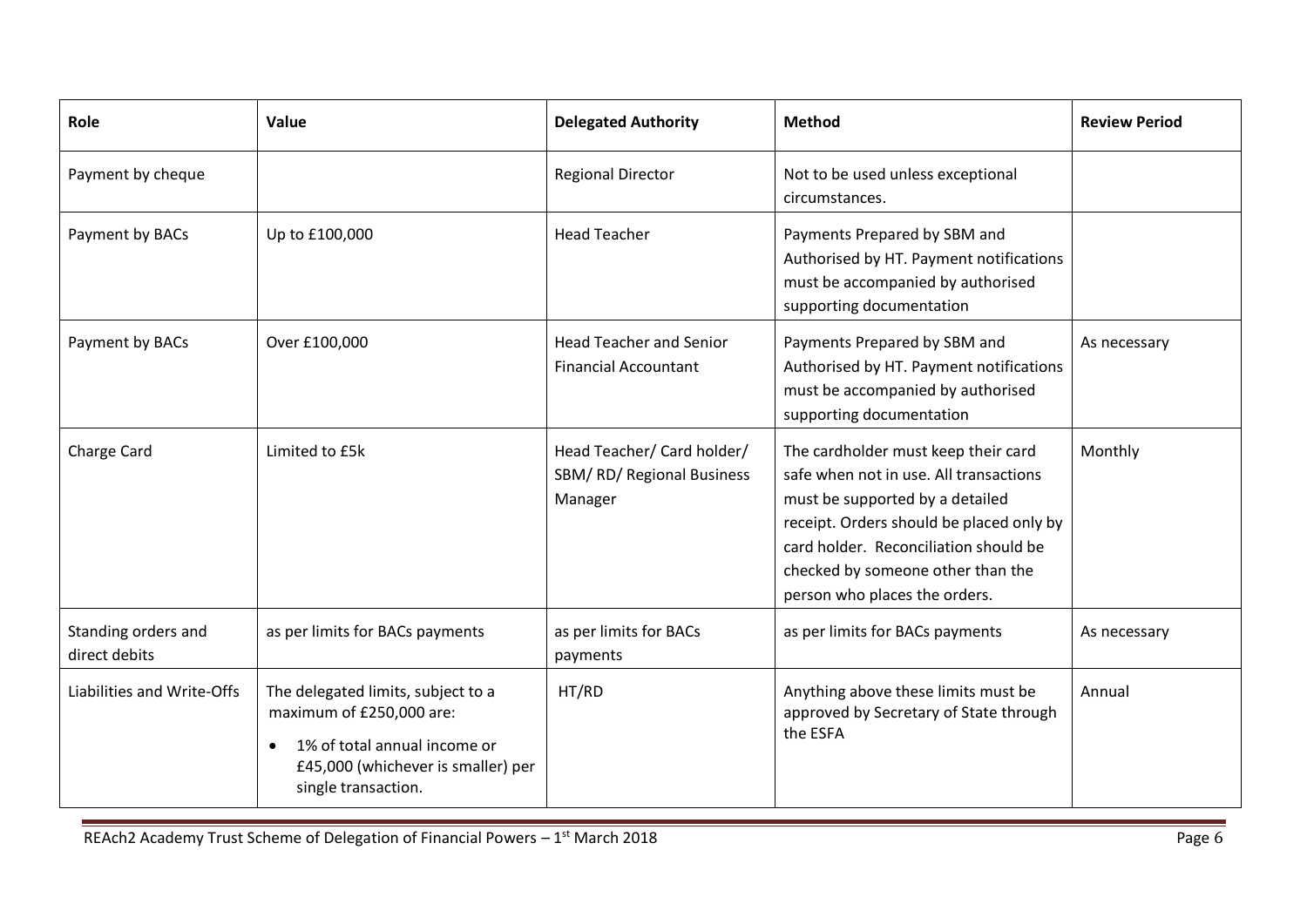| Role | Value | Delegated Authority | Method | Review Period |
|---|---|---|---|---|
| Payment by cheque | | Regional Director | Not to be used unless exceptional circumstances. | |
| Payment by BACs | Up to £100,000 | Head Teacher | Payments Prepared by SBM and Authorised by HT. Payment notifications must be accompanied by authorised supporting documentation | |
| Payment by BACs | Over £100,000 | Head Teacher and Senior Financial Accountant | Payments Prepared by SBM and Authorised by HT. Payment notifications must be accompanied by authorised supporting documentation | As necessary |
| Charge Card | Limited to £5k | Head Teacher/ Card holder/ SBM/ RD/ Regional Business Manager | The cardholder must keep their card safe when not in use. All transactions must be supported by a detailed receipt. Orders should be placed only by card holder. Reconciliation should be checked by someone other than the person who places the orders. | Monthly |
| Standing orders and direct debits | as per limits for BACs payments | as per limits for BACs payments | as per limits for BACs payments | As necessary |
| Liabilities and Write-Offs | The delegated limits, subject to a maximum of £250,000 are: <br>• 1% of total annual income or £45,000 (whichever is smaller) per single transaction. | HT/RD | Anything above these limits must be approved by Secretary of State through the ESFA | Annual |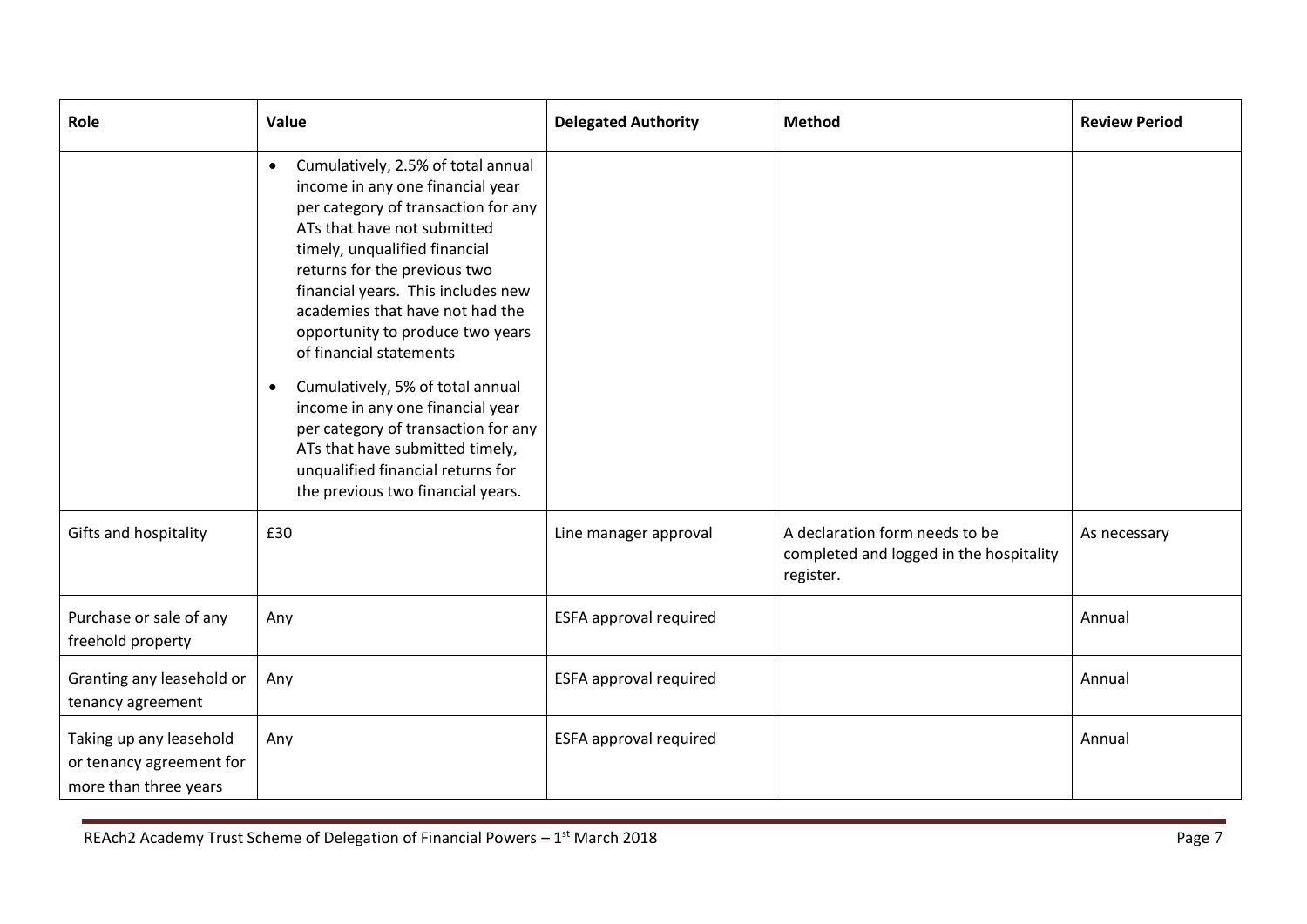| Role | Value | Delegated Authority | Method | Review Period |
|---|---|---|---|---|
| | • Cumulatively, 2.5% of total annual income in any one financial year per category of transaction for any ATs that have not submitted timely, unqualified financial returns for the previous two financial years. This includes new academies that have not had the opportunity to produce two years of financial statements<br>• Cumulatively, 5% of total annual income in any one financial year per category of transaction for any ATs that have submitted timely, unqualified financial returns for the previous two financial years. | | | |
| Gifts and hospitality | £30 | Line manager approval | A declaration form needs to be completed and logged in the hospitality register. | As necessary |
| Purchase or sale of any freehold property | Any | ESFA approval required | | Annual |
| Granting any leasehold or tenancy agreement | Any | ESFA approval required | | Annual |
| Taking up any leasehold or tenancy agreement for more than three years | Any | ESFA approval required | | Annual |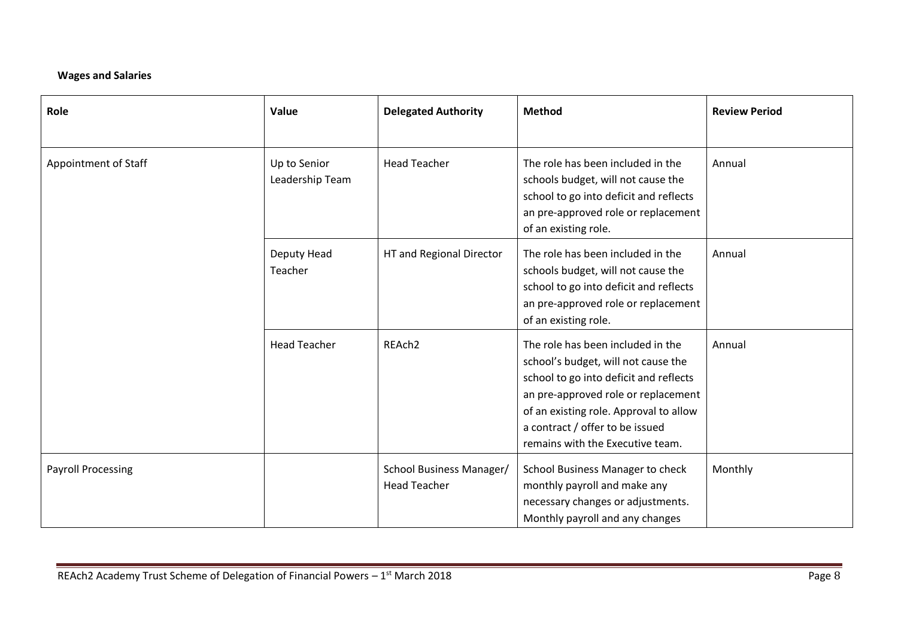**Wages and Salaries**

| Role | Value | Delegated Authority | Method | Review Period |
|---|---|---|---|---|
| Appointment of Staff | Up to Senior Leadership Team | Head Teacher | The role has been included in the schools budget, will not cause the school to go into deficit and reflects an pre-approved role or replacement of an existing role. | Annual |
| | Deputy Head Teacher | HT and Regional Director | The role has been included in the schools budget, will not cause the school to go into deficit and reflects an pre-approved role or replacement of an existing role. | Annual |
| | Head Teacher | REAch2 | The role has been included in the school's budget, will not cause the school to go into deficit and reflects an pre-approved role or replacement of an existing role. Approval to allow a contract / offer to be issued remains with the Executive team. | Annual |
| Payroll Processing | | School Business Manager/ Head Teacher | School Business Manager to check monthly payroll and make any necessary changes or adjustments. Monthly payroll and any changes | Monthly |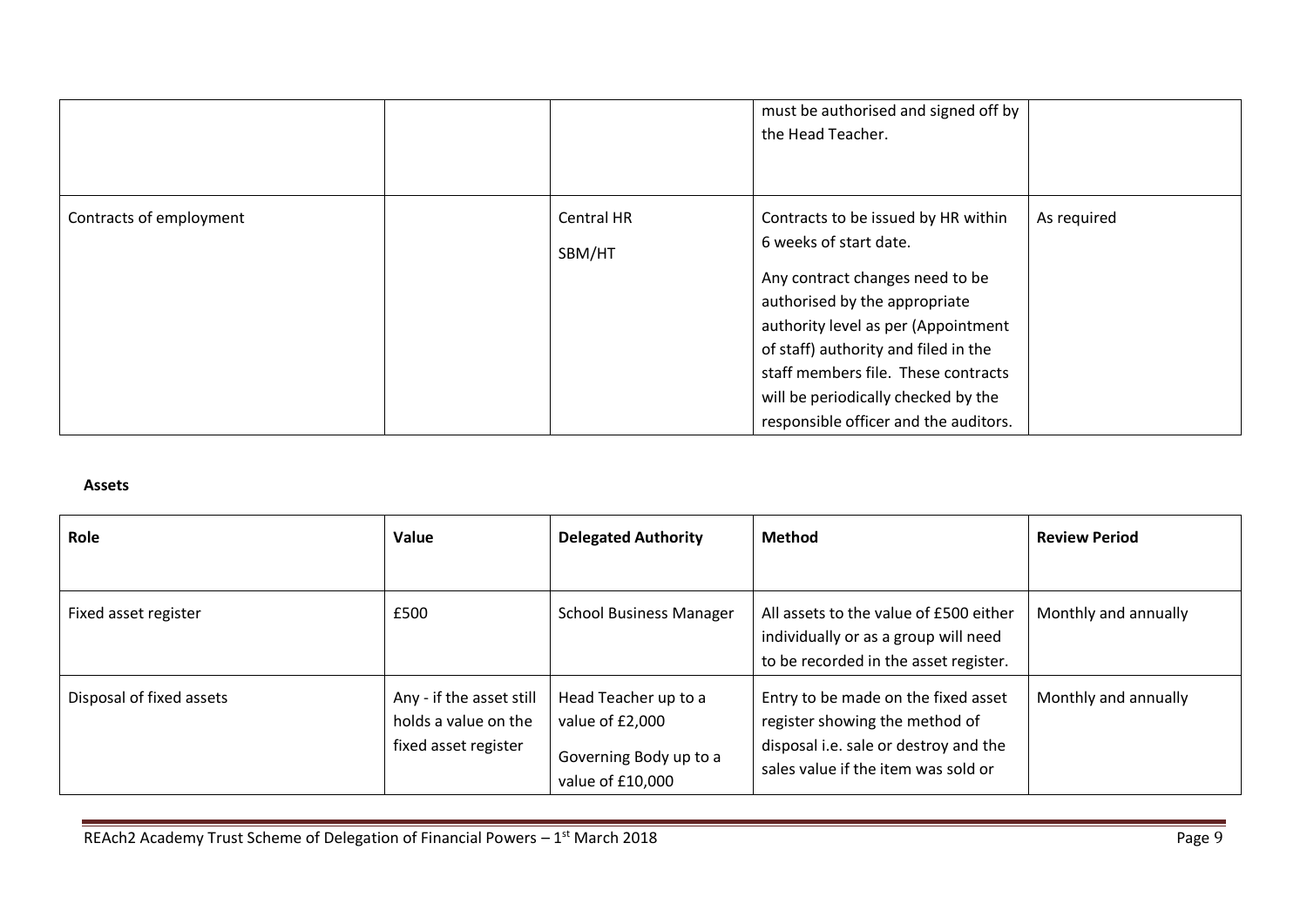|  |  |  | must be authorised and signed off by the Head Teacher. |  |
| --- | --- | --- | --- | --- |
| Contracts of employment |  | Central HR<br>SBM/HT | Contracts to be issued by HR within 6 weeks of start date.<br>Any contract changes need to be authorised by the appropriate authority level as per (Appointment of staff) authority and filed in the staff members file. These contracts will be periodically checked by the responsible officer and the auditors. | As required |

**Assets**

| Role | Value | Delegated Authority | Method | Review Period |
| --- | --- | --- | --- | --- |
| Fixed asset register | £500 | School Business Manager | All assets to the value of £500 either individually or as a group will need to be recorded in the asset register. | Monthly and annually |
| Disposal of fixed assets | Any - if the asset still holds a value on the fixed asset register | Head Teacher up to a value of £2,000<br>Governing Body up to a value of £10,000 | Entry to be made on the fixed asset register showing the method of disposal i.e. sale or destroy and the sales value if the item was sold or | Monthly and annually |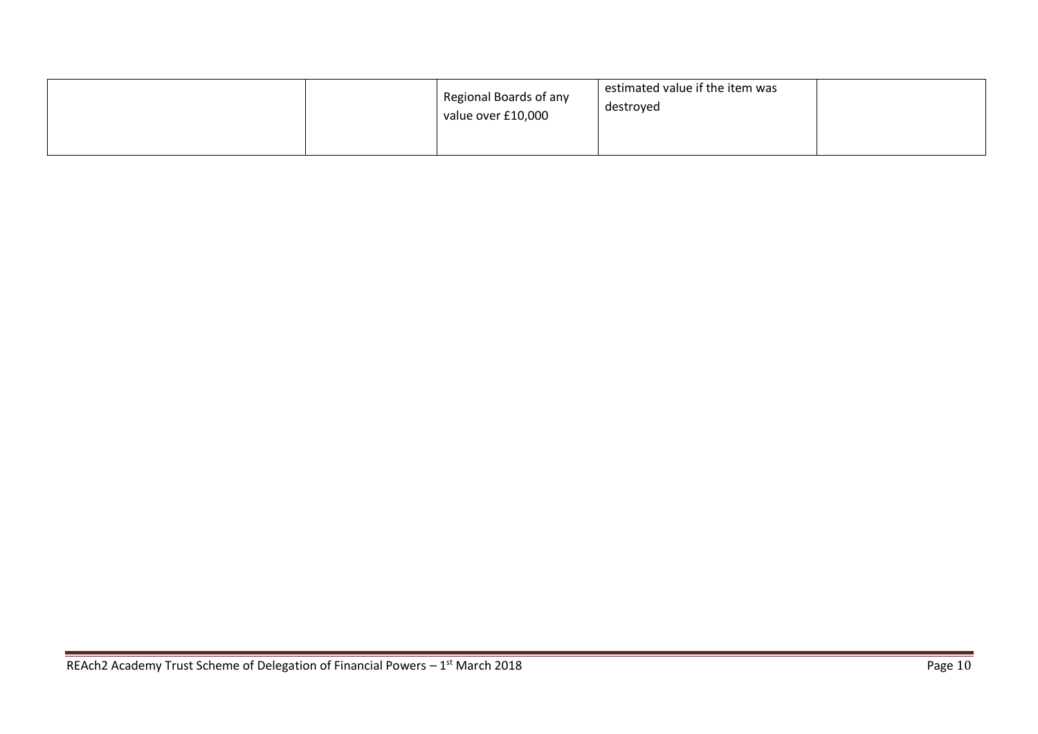| | | | | |
|---|---|---|---|---|
| | | Regional Boards of any value over £10,000 | estimated value if the item was destroyed | |